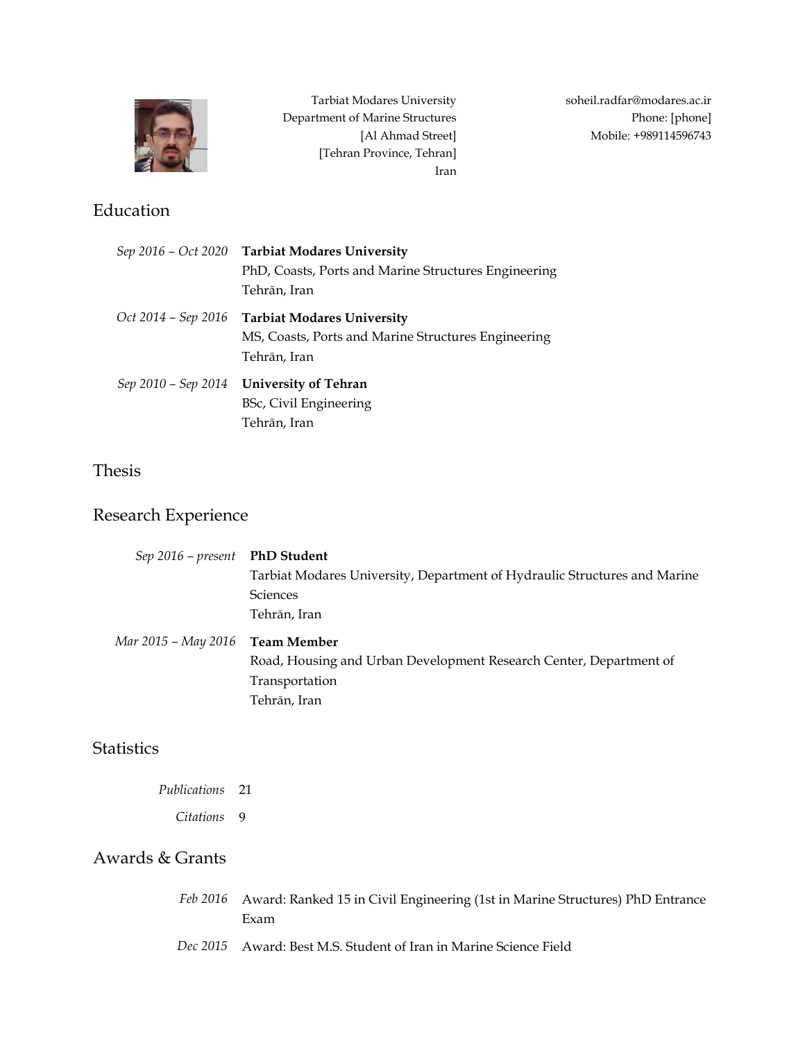Tarbiat Modares University
Department of Marine Structures
[Al Ahmad Street]
[Tehran Province, Tehran]
Iran

soheil.radfar@modares.ac.ir
Phone: [phone]
Mobile: +989114596743

## Education

*Sep 2016 – Oct 2020* **Tarbiat Modares University**
PhD, Coasts, Ports and Marine Structures Engineering
Tehrān, Iran

*Oct 2014 – Sep 2016* **Tarbiat Modares University**
MS, Coasts, Ports and Marine Structures Engineering
Tehrān, Iran

*Sep 2010 – Sep 2014* **University of Tehran**
BSc, Civil Engineering
Tehrān, Iran

## Thesis

## Research Experience

*Sep 2016 – present* **PhD Student**
Tarbiat Modares University, Department of Hydraulic Structures and Marine Sciences
Tehrān, Iran

*Mar 2015 – May 2016* **Team Member**
Road, Housing and Urban Development Research Center, Department of Transportation
Tehrān, Iran

## Statistics

*Publications* 21

*Citations* 9

## Awards & Grants

*Feb 2016* Award: Ranked 15 in Civil Engineering (1st in Marine Structures) PhD Entrance Exam

*Dec 2015* Award: Best M.S. Student of Iran in Marine Science Field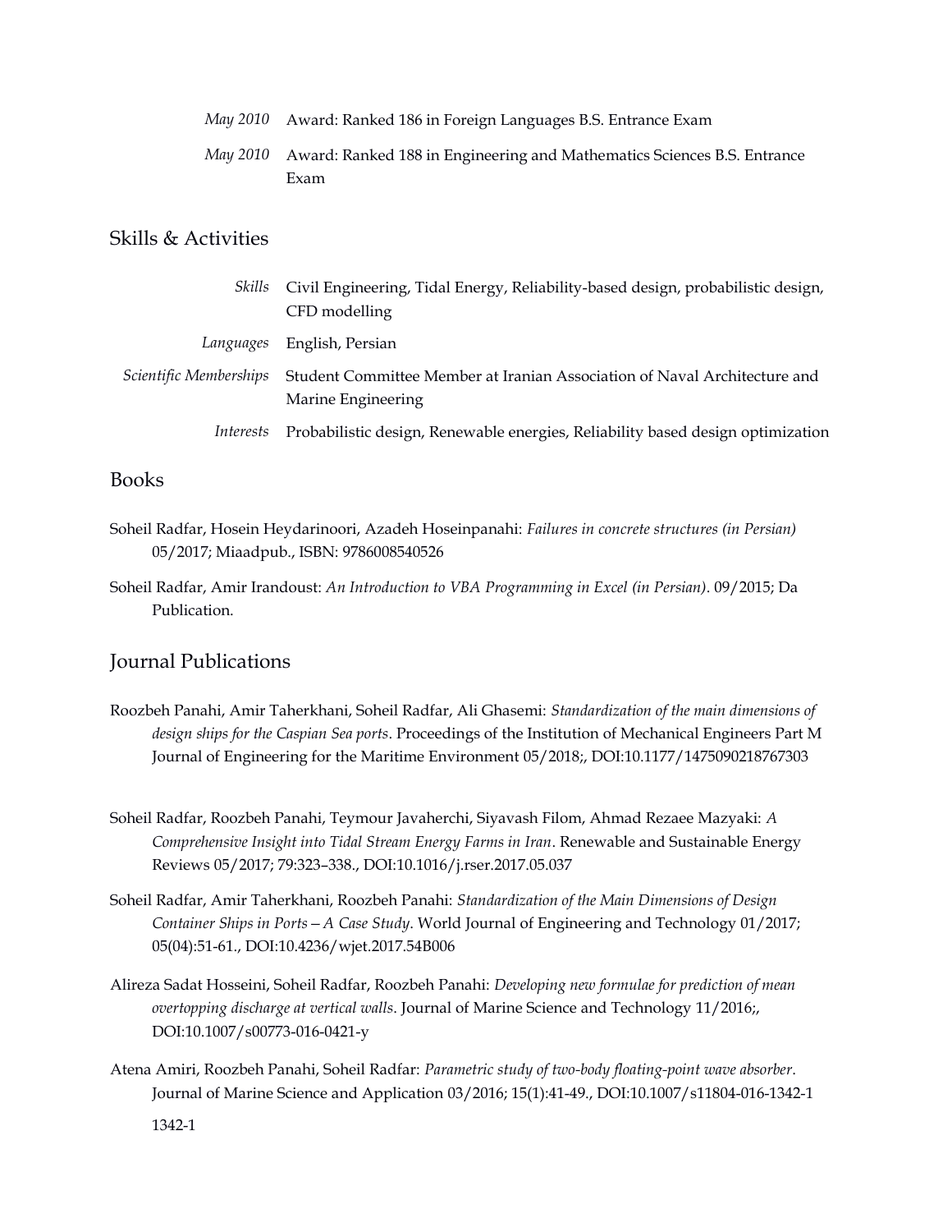*May 2010* Award: Ranked 186 in Foreign Languages B.S. Entrance Exam

*May 2010* Award: Ranked 188 in Engineering and Mathematics Sciences B.S. Entrance Exam

## Skills & Activities

*Skills* Civil Engineering, Tidal Energy, Reliability-based design, probabilistic design, CFD modelling

*Languages* English, Persian

*Scientific Memberships* Student Committee Member at Iranian Association of Naval Architecture and Marine Engineering

*Interests* Probabilistic design, Renewable energies, Reliability based design optimization

## Books

Soheil Radfar, Hosein Heydarinoori, Azadeh Hoseinpanahi: *Failures in concrete structures (in Persian)* 05/2017; Miaadpub., ISBN: 9786008540526

Soheil Radfar, Amir Irandoust: *An Introduction to VBA Programming in Excel (in Persian)*. 09/2015; Da Publication.

## Journal Publications

Roozbeh Panahi, Amir Taherkhani, Soheil Radfar, Ali Ghasemi: *Standardization of the main dimensions of design ships for the Caspian Sea ports*. Proceedings of the Institution of Mechanical Engineers Part M Journal of Engineering for the Maritime Environment 05/2018;, DOI:10.1177/1475090218767303

Soheil Radfar, Roozbeh Panahi, Teymour Javaherchi, Siyavash Filom, Ahmad Rezaee Mazyaki: *A Comprehensive Insight into Tidal Stream Energy Farms in Iran*. Renewable and Sustainable Energy Reviews 05/2017; 79:323–338., DOI:10.1016/j.rser.2017.05.037

Soheil Radfar, Amir Taherkhani, Roozbeh Panahi: *Standardization of the Main Dimensions of Design Container Ships in Ports—A Case Study*. World Journal of Engineering and Technology 01/2017; 05(04):51-61., DOI:10.4236/wjet.2017.54B006

Alireza Sadat Hosseini, Soheil Radfar, Roozbeh Panahi: *Developing new formulae for prediction of mean overtopping discharge at vertical walls*. Journal of Marine Science and Technology 11/2016;, DOI:10.1007/s00773-016-0421-y

Atena Amiri, Roozbeh Panahi, Soheil Radfar: *Parametric study of two-body floating-point wave absorber*. Journal of Marine Science and Application 03/2016; 15(1):41-49., DOI:10.1007/s11804-016-1342-1

1342-1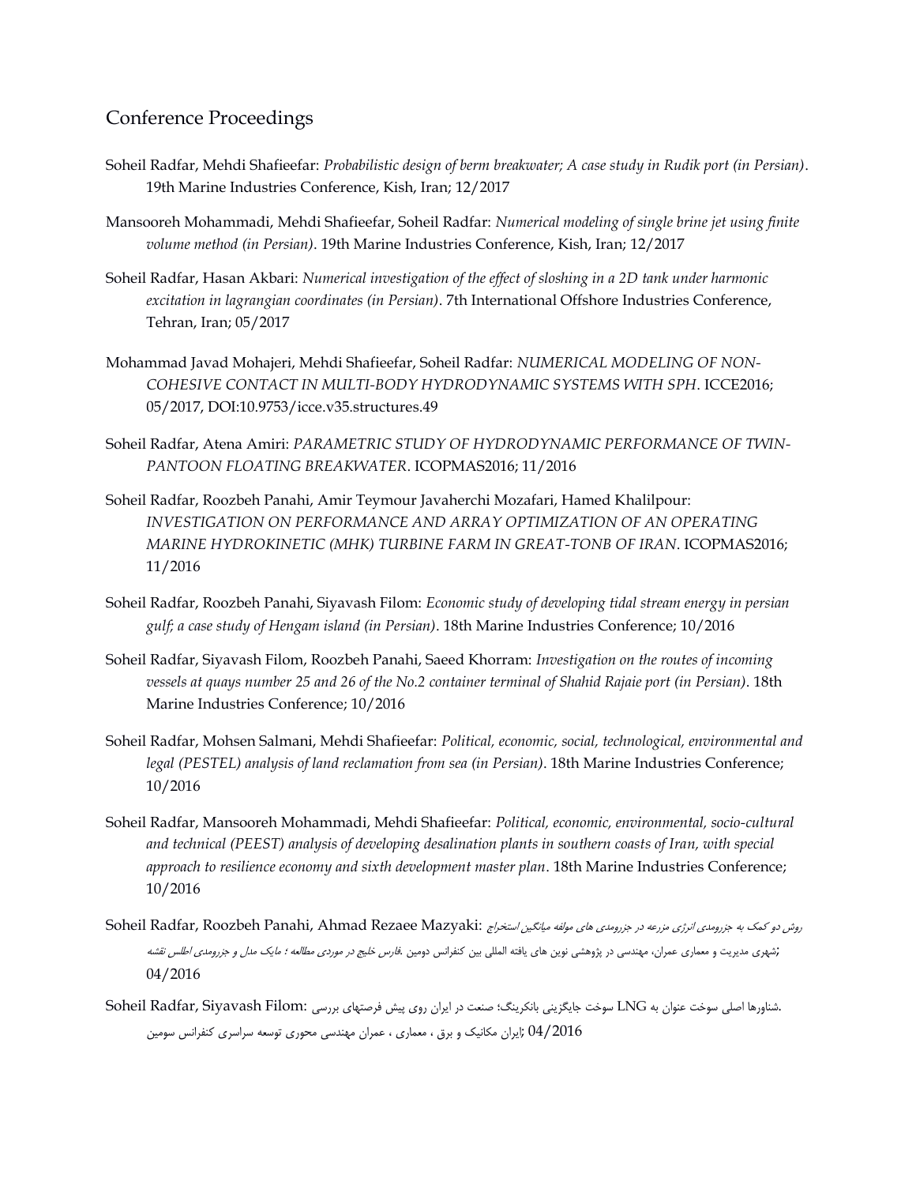## Conference Proceedings

Soheil Radfar, Mehdi Shafieefar: *Probabilistic design of berm breakwater; A case study in Rudik port (in Persian)*. 19th Marine Industries Conference, Kish, Iran; 12/2017

Mansooreh Mohammadi, Mehdi Shafieefar, Soheil Radfar: *Numerical modeling of single brine jet using finite volume method (in Persian)*. 19th Marine Industries Conference, Kish, Iran; 12/2017

Soheil Radfar, Hasan Akbari: *Numerical investigation of the effect of sloshing in a 2D tank under harmonic excitation in lagrangian coordinates (in Persian)*. 7th International Offshore Industries Conference, Tehran, Iran; 05/2017

Mohammad Javad Mohajeri, Mehdi Shafieefar, Soheil Radfar: *NUMERICAL MODELING OF NON-COHESIVE CONTACT IN MULTI-BODY HYDRODYNAMIC SYSTEMS WITH SPH*. ICCE2016; 05/2017, DOI:10.9753/icce.v35.structures.49

Soheil Radfar, Atena Amiri: *PARAMETRIC STUDY OF HYDRODYNAMIC PERFORMANCE OF TWIN-PANTOON FLOATING BREAKWATER*. ICOPMAS2016; 11/2016

Soheil Radfar, Roozbeh Panahi, Amir Teymour Javaherchi Mozafari, Hamed Khalilpour: *INVESTIGATION ON PERFORMANCE AND ARRAY OPTIMIZATION OF AN OPERATING MARINE HYDROKINETIC (MHK) TURBINE FARM IN GREAT-TONB OF IRAN*. ICOPMAS2016; 11/2016

Soheil Radfar, Roozbeh Panahi, Siyavash Filom: *Economic study of developing tidal stream energy in persian gulf; a case study of Hengam island (in Persian)*. 18th Marine Industries Conference; 10/2016

Soheil Radfar, Siyavash Filom, Roozbeh Panahi, Saeed Khorram: *Investigation on the routes of incoming vessels at quays number 25 and 26 of the No.2 container terminal of Shahid Rajaie port (in Persian)*. 18th Marine Industries Conference; 10/2016

Soheil Radfar, Mohsen Salmani, Mehdi Shafieefar: *Political, economic, social, technological, environmental and legal (PESTEL) analysis of land reclamation from sea (in Persian)*. 18th Marine Industries Conference; 10/2016

Soheil Radfar, Mansooreh Mohammadi, Mehdi Shafieefar: *Political, economic, environmental, socio-cultural and technical (PEEST) analysis of developing desalination plants in southern coasts of Iran, with special approach to resilience economy and sixth development master plan*. 18th Marine Industries Conference; 10/2016

Soheil Radfar, Roozbeh Panahi, Ahmad Rezaee Mazyaki: *روش دو کمک به جزرومدی انرژی مزرعه در جزرومدی های مولفه میانگین استخراج فارس خلیج در موردی مطالعه ؛ مایک مدل و جزرومدی اطلس نقشه*. دومین کنفرانس بین المللی یافته های نوین پژوهشی در مهندسی عمران، معماری و مدیریت شهری; 04/2016

Soheil Radfar, Siyavash Filom: بررسی فرصتهای پیش روی ایران در صنعت؛ بانکرینگ جایگزینی سوخت LNG به عنوان سوخت اصلی شناورها. سومین کنفرانس سراسری توسعه محوری مهندسی عمران ، معماری ، برق و مکانیک ایران; 04/2016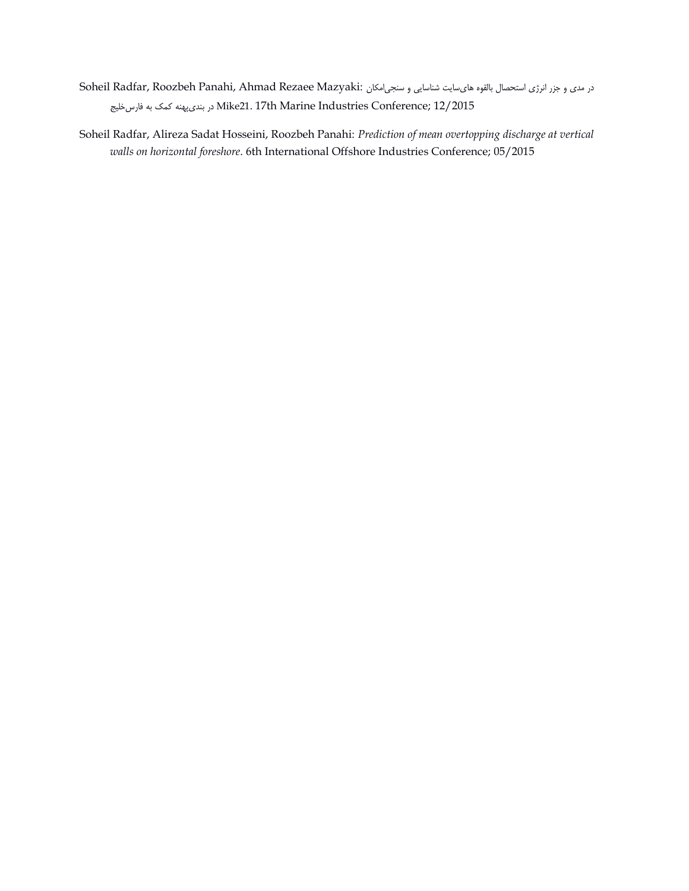Soheil Radfar, Roozbeh Panahi, Ahmad Rezaee Mazyaki: امکان‌سنجی و شناسایی سایت‌های بالقوه استحصال انرژی جزر و مدی در خلیج‌فارس به کمک پهنه‌بندی در Mike21. 17th Marine Industries Conference; 12/2015

Soheil Radfar, Alireza Sadat Hosseini, Roozbeh Panahi: *Prediction of mean overtopping discharge at vertical walls on horizontal foreshore*. 6th International Offshore Industries Conference; 05/2015